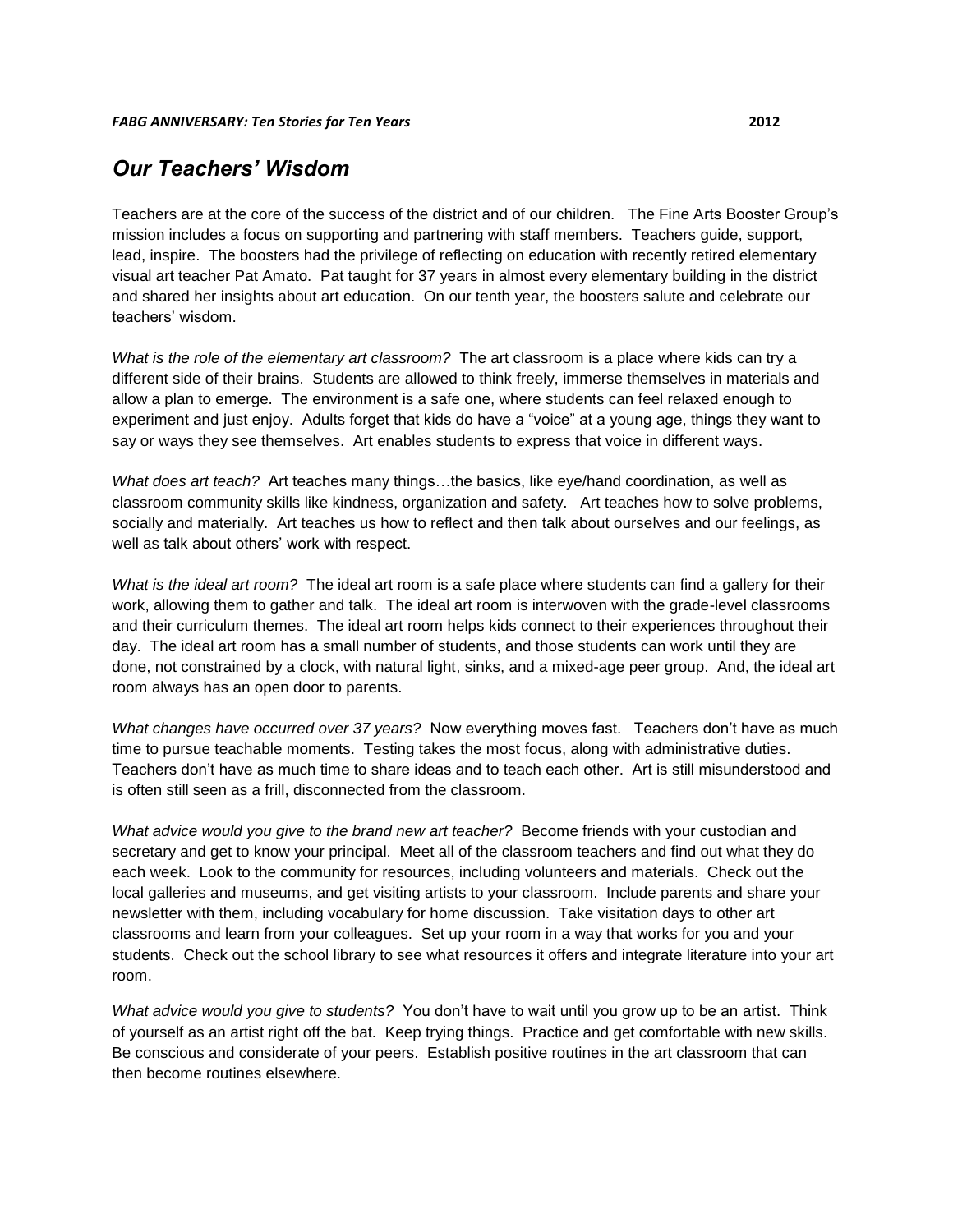***FABG ANNIVERSARY: Ten Stories for Ten Years*** **2012**

## *Our Teachers' Wisdom*

Teachers are at the core of the success of the district and of our children. The Fine Arts Booster Group's mission includes a focus on supporting and partnering with staff members. Teachers guide, support, lead, inspire. The boosters had the privilege of reflecting on education with recently retired elementary visual art teacher Pat Amato. Pat taught for 37 years in almost every elementary building in the district and shared her insights about art education. On our tenth year, the boosters salute and celebrate our teachers' wisdom.

*What is the role of the elementary art classroom?* The art classroom is a place where kids can try a different side of their brains. Students are allowed to think freely, immerse themselves in materials and allow a plan to emerge. The environment is a safe one, where students can feel relaxed enough to experiment and just enjoy. Adults forget that kids do have a "voice" at a young age, things they want to say or ways they see themselves. Art enables students to express that voice in different ways.

*What does art teach?* Art teaches many things…the basics, like eye/hand coordination, as well as classroom community skills like kindness, organization and safety. Art teaches how to solve problems, socially and materially. Art teaches us how to reflect and then talk about ourselves and our feelings, as well as talk about others' work with respect.

*What is the ideal art room?* The ideal art room is a safe place where students can find a gallery for their work, allowing them to gather and talk. The ideal art room is interwoven with the grade-level classrooms and their curriculum themes. The ideal art room helps kids connect to their experiences throughout their day. The ideal art room has a small number of students, and those students can work until they are done, not constrained by a clock, with natural light, sinks, and a mixed-age peer group. And, the ideal art room always has an open door to parents.

*What changes have occurred over 37 years?* Now everything moves fast. Teachers don't have as much time to pursue teachable moments. Testing takes the most focus, along with administrative duties. Teachers don't have as much time to share ideas and to teach each other. Art is still misunderstood and is often still seen as a frill, disconnected from the classroom.

*What advice would you give to the brand new art teacher?* Become friends with your custodian and secretary and get to know your principal. Meet all of the classroom teachers and find out what they do each week. Look to the community for resources, including volunteers and materials. Check out the local galleries and museums, and get visiting artists to your classroom. Include parents and share your newsletter with them, including vocabulary for home discussion. Take visitation days to other art classrooms and learn from your colleagues. Set up your room in a way that works for you and your students. Check out the school library to see what resources it offers and integrate literature into your art room.

*What advice would you give to students?* You don't have to wait until you grow up to be an artist. Think of yourself as an artist right off the bat. Keep trying things. Practice and get comfortable with new skills. Be conscious and considerate of your peers. Establish positive routines in the art classroom that can then become routines elsewhere.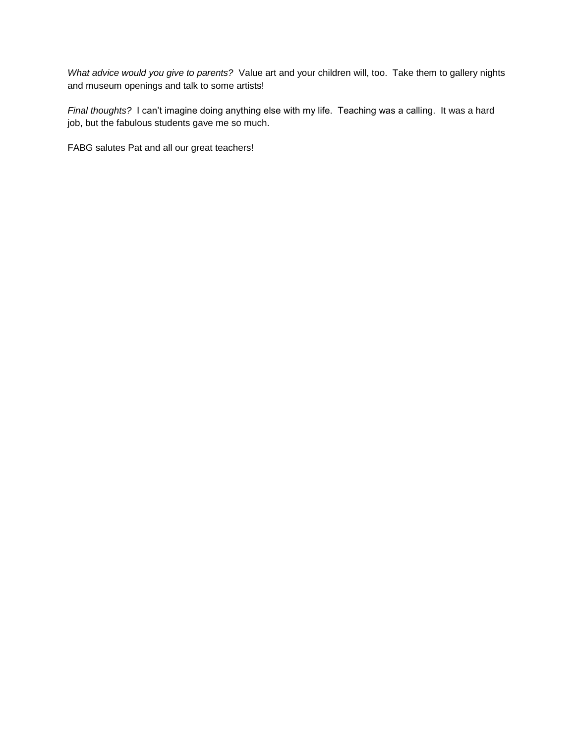*What advice would you give to parents?* Value art and your children will, too. Take them to gallery nights and museum openings and talk to some artists!

*Final thoughts?* I can't imagine doing anything else with my life. Teaching was a calling. It was a hard job, but the fabulous students gave me so much.

FABG salutes Pat and all our great teachers!